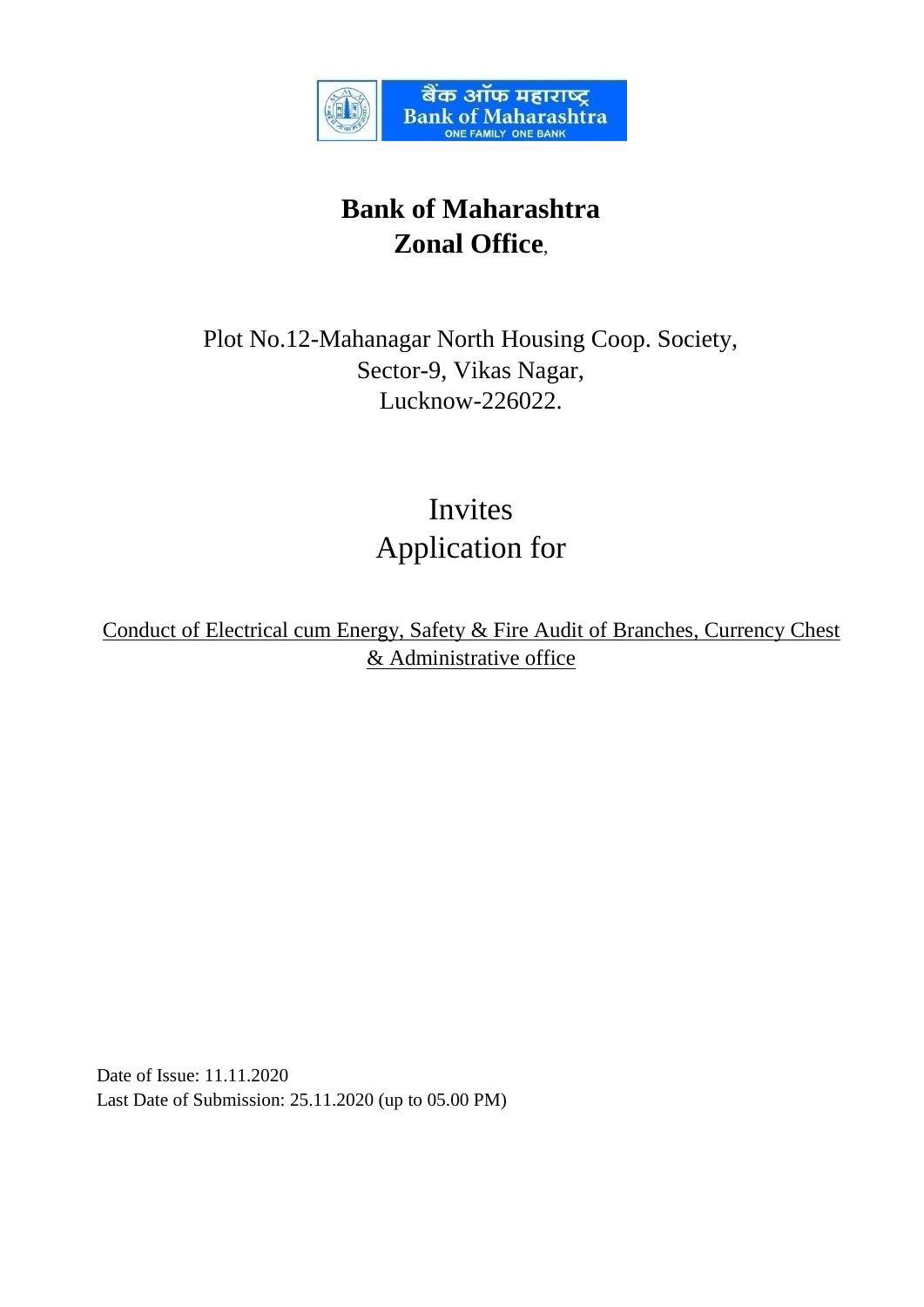# Bank of Maharashtra
# Zonal Office,

Plot No.12-Mahanagar North Housing Coop. Society,
Sector-9, Vikas Nagar,
Lucknow-226022.

## Invites
## Application for

Conduct of Electrical cum Energy, Safety & Fire Audit of Branches, Currency Chest & Administrative office

Date of Issue: 11.11.2020
Last Date of Submission: 25.11.2020 (up to 05.00 PM)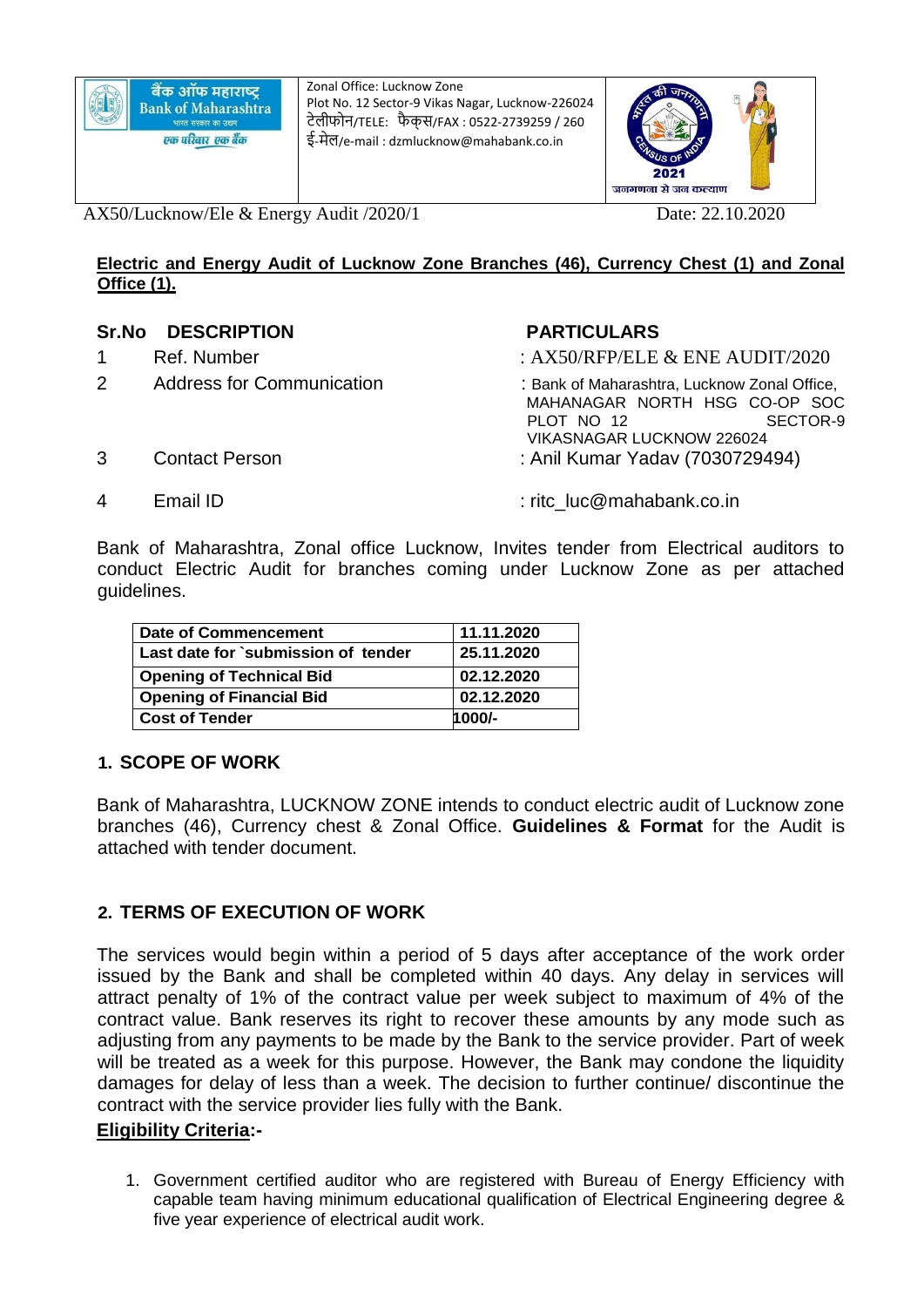| बैंक ऑफ महाराष्ट्र Bank of Maharashtra भारत सरकार का उद्यम एक परिवार एक बैंक | Zonal Office: Lucknow Zone Plot No. 12 Sector-9 Vikas Nagar, Lucknow-226024 टेलीफोन/TELE: फैक्स/FAX : 0522-2739259 / 260 ई-मेल/e-mail : dzmlucknow@mahabank.co.in | 2021 जनगणना से जन कल्याण |
|---|---|---|

AX50/Lucknow/Ele & Energy Audit /2020/1 Date: 22.10.2020

**Electric and Energy Audit of Lucknow Zone Branches (46), Currency Chest (1) and Zonal Office (1).**

| Sr.No | DESCRIPTION | PARTICULARS |
|---|---|---|
| 1 | Ref. Number | : AX50/RFP/ELE & ENE AUDIT/2020 |
| 2 | Address for Communication | : Bank of Maharashtra, Lucknow Zonal Office, MAHANAGAR NORTH HSG CO-OP SOC PLOT NO 12 SECTOR-9 VIKASNAGAR LUCKNOW 226024 |
| 3 | Contact Person | : Anil Kumar Yadav (7030729494) |
| 4 | Email ID | : ritc_luc@mahabank.co.in |

Bank of Maharashtra, Zonal office Lucknow, Invites tender from Electrical auditors to conduct Electric Audit for branches coming under Lucknow Zone as per attached guidelines.

| Date of Commencement | 11.11.2020 |
|---|---|
| Last date for `submission of tender | 25.11.2020 |
| Opening of Technical Bid | 02.12.2020 |
| Opening of Financial Bid | 02.12.2020 |
| Cost of Tender | 1000/- |

## 1. SCOPE OF WORK

Bank of Maharashtra, LUCKNOW ZONE intends to conduct electric audit of Lucknow zone branches (46), Currency chest & Zonal Office. **Guidelines & Format** for the Audit is attached with tender document.

## 2. TERMS OF EXECUTION OF WORK

The services would begin within a period of 5 days after acceptance of the work order issued by the Bank and shall be completed within 40 days. Any delay in services will attract penalty of 1% of the contract value per week subject to maximum of 4% of the contract value. Bank reserves its right to recover these amounts by any mode such as adjusting from any payments to be made by the Bank to the service provider. Part of week will be treated as a week for this purpose. However, the Bank may condone the liquidity damages for delay of less than a week. The decision to further continue/ discontinue the contract with the service provider lies fully with the Bank.

**Eligibility Criteria:-**

1. Government certified auditor who are registered with Bureau of Energy Efficiency with capable team having minimum educational qualification of Electrical Engineering degree & five year experience of electrical audit work.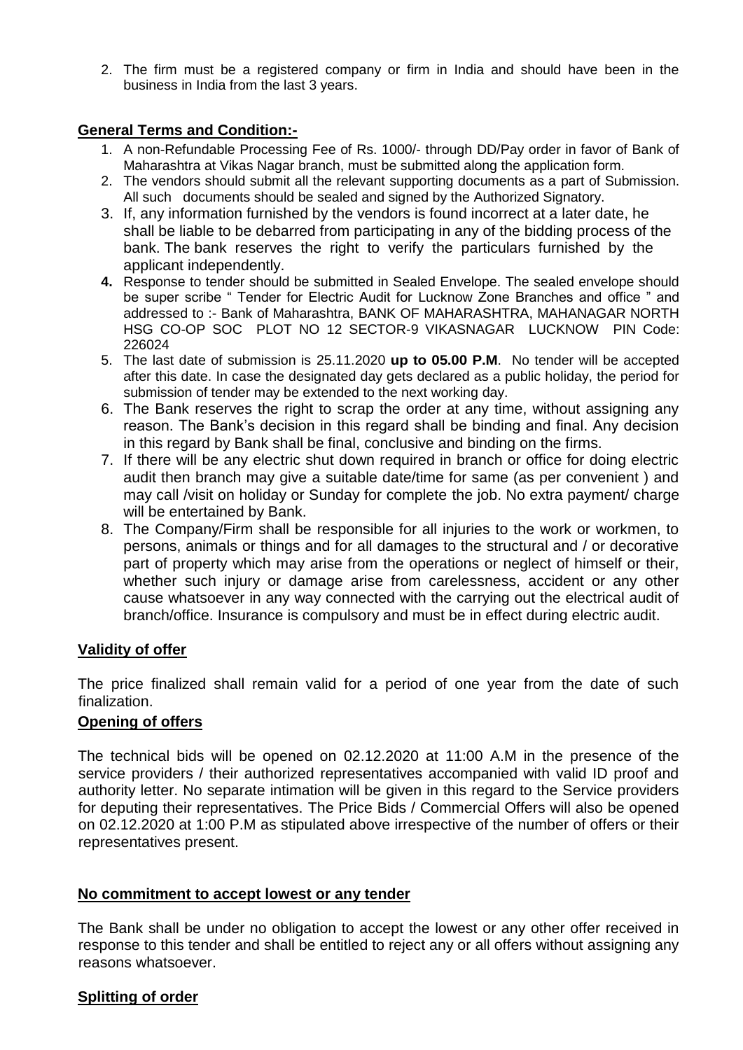2. The firm must be a registered company or firm in India and should have been in the business in India from the last 3 years.

## General Terms and Condition:-

1. A non-Refundable Processing Fee of Rs. 1000/- through DD/Pay order in favor of Bank of Maharashtra at Vikas Nagar branch, must be submitted along the application form.
2. The vendors should submit all the relevant supporting documents as a part of Submission. All such documents should be sealed and signed by the Authorized Signatory.
3. If, any information furnished by the vendors is found incorrect at a later date, he shall be liable to be debarred from participating in any of the bidding process of the bank. The bank reserves the right to verify the particulars furnished by the applicant independently.
4. Response to tender should be submitted in Sealed Envelope. The sealed envelope should be super scribe " Tender for Electric Audit for Lucknow Zone Branches and office " and addressed to :- Bank of Maharashtra, BANK OF MAHARASHTRA, MAHANAGAR NORTH HSG CO-OP SOC PLOT NO 12 SECTOR-9 VIKASNAGAR LUCKNOW PIN Code: 226024
5. The last date of submission is 25.11.2020 **up to 05.00 P.M**. No tender will be accepted after this date. In case the designated day gets declared as a public holiday, the period for submission of tender may be extended to the next working day.
6. The Bank reserves the right to scrap the order at any time, without assigning any reason. The Bank's decision in this regard shall be binding and final. Any decision in this regard by Bank shall be final, conclusive and binding on the firms.
7. If there will be any electric shut down required in branch or office for doing electric audit then branch may give a suitable date/time for same (as per convenient ) and may call /visit on holiday or Sunday for complete the job. No extra payment/ charge will be entertained by Bank.
8. The Company/Firm shall be responsible for all injuries to the work or workmen, to persons, animals or things and for all damages to the structural and / or decorative part of property which may arise from the operations or neglect of himself or their, whether such injury or damage arise from carelessness, accident or any other cause whatsoever in any way connected with the carrying out the electrical audit of branch/office. Insurance is compulsory and must be in effect during electric audit.

## Validity of offer

The price finalized shall remain valid for a period of one year from the date of such finalization.

## Opening of offers

The technical bids will be opened on 02.12.2020 at 11:00 A.M in the presence of the service providers / their authorized representatives accompanied with valid ID proof and authority letter. No separate intimation will be given in this regard to the Service providers for deputing their representatives. The Price Bids / Commercial Offers will also be opened on 02.12.2020 at 1:00 P.M as stipulated above irrespective of the number of offers or their representatives present.

## No commitment to accept lowest or any tender

The Bank shall be under no obligation to accept the lowest or any other offer received in response to this tender and shall be entitled to reject any or all offers without assigning any reasons whatsoever.

## Splitting of order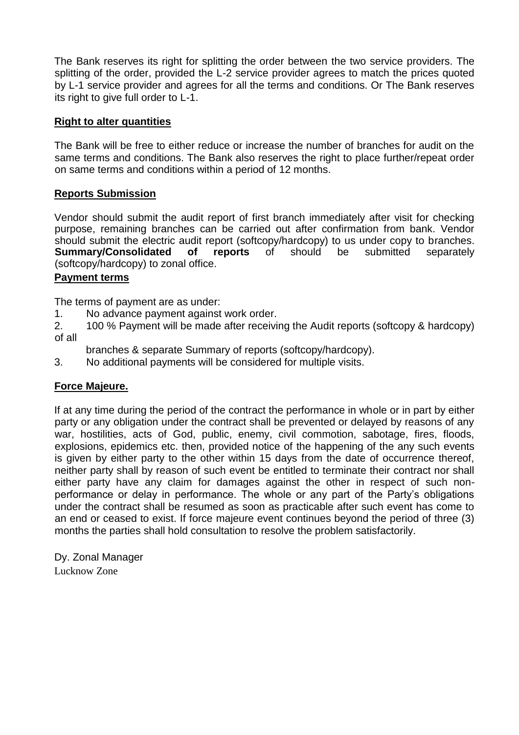The Bank reserves its right for splitting the order between the two service providers. The splitting of the order, provided the L-2 service provider agrees to match the prices quoted by L-1 service provider and agrees for all the terms and conditions. Or The Bank reserves its right to give full order to L-1.

## Right to alter quantities

The Bank will be free to either reduce or increase the number of branches for audit on the same terms and conditions. The Bank also reserves the right to place further/repeat order on same terms and conditions within a period of 12 months.

## Reports Submission

Vendor should submit the audit report of first branch immediately after visit for checking purpose, remaining branches can be carried out after confirmation from bank. Vendor should submit the electric audit report (softcopy/hardcopy) to us under copy to branches. **Summary/Consolidated of reports** of should be submitted separately (softcopy/hardcopy) to zonal office.

## Payment terms

The terms of payment are as under:

1. No advance payment against work order.
2. 100 % Payment will be made after receiving the Audit reports (softcopy & hardcopy) of all branches & separate Summary of reports (softcopy/hardcopy).
3. No additional payments will be considered for multiple visits.

## Force Majeure.

If at any time during the period of the contract the performance in whole or in part by either party or any obligation under the contract shall be prevented or delayed by reasons of any war, hostilities, acts of God, public, enemy, civil commotion, sabotage, fires, floods, explosions, epidemics etc. then, provided notice of the happening of the any such events is given by either party to the other within 15 days from the date of occurrence thereof, neither party shall by reason of such event be entitled to terminate their contract nor shall either party have any claim for damages against the other in respect of such non-performance or delay in performance. The whole or any part of the Party's obligations under the contract shall be resumed as soon as practicable after such event has come to an end or ceased to exist. If force majeure event continues beyond the period of three (3) months the parties shall hold consultation to resolve the problem satisfactorily.

Dy. Zonal Manager
Lucknow Zone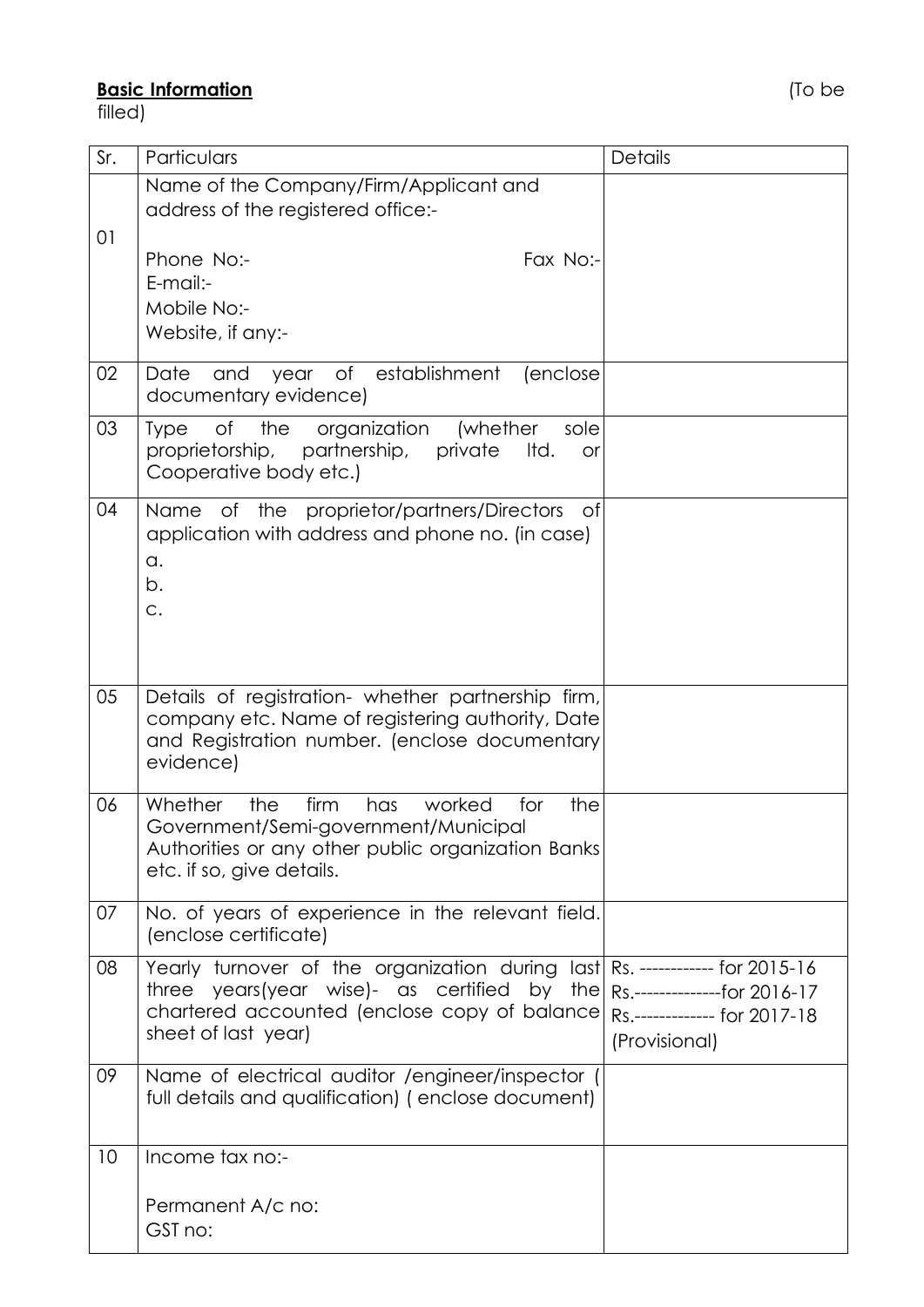**Basic Information** (To be filled)

| Sr. | Particulars | Details |
|---|---|---|
| 01 | Name of the Company/Firm/Applicant and address of the registered office:-<br><br>Phone No:- Fax No:-<br>E-mail:-<br>Mobile No:-<br>Website, if any:- | |
| 02 | Date and year of establishment (enclose documentary evidence) | |
| 03 | Type of the organization (whether sole proprietorship, partnership, private ltd. or Cooperative body etc.) | |
| 04 | Name of the proprietor/partners/Directors of application with address and phone no. (in case)<br>a.<br>b.<br>c. | |
| 05 | Details of registration- whether partnership firm, company etc. Name of registering authority, Date and Registration number. (enclose documentary evidence) | |
| 06 | Whether the firm has worked for the Government/Semi-government/Municipal Authorities or any other public organization Banks etc. if so, give details. | |
| 07 | No. of years of experience in the relevant field. (enclose certificate) | |
| 08 | Yearly turnover of the organization during last three years(year wise)- as certified by the chartered accounted (enclose copy of balance sheet of last year) | Rs. ------------ for 2015-16<br>Rs.--------------for 2016-17<br>Rs.------------- for 2017-18 (Provisional) |
| 09 | Name of electrical auditor /engineer/inspector ( full details and qualification) ( enclose document) | |
| 10 | Income tax no:-<br><br>Permanent A/c no:<br>GST no: | |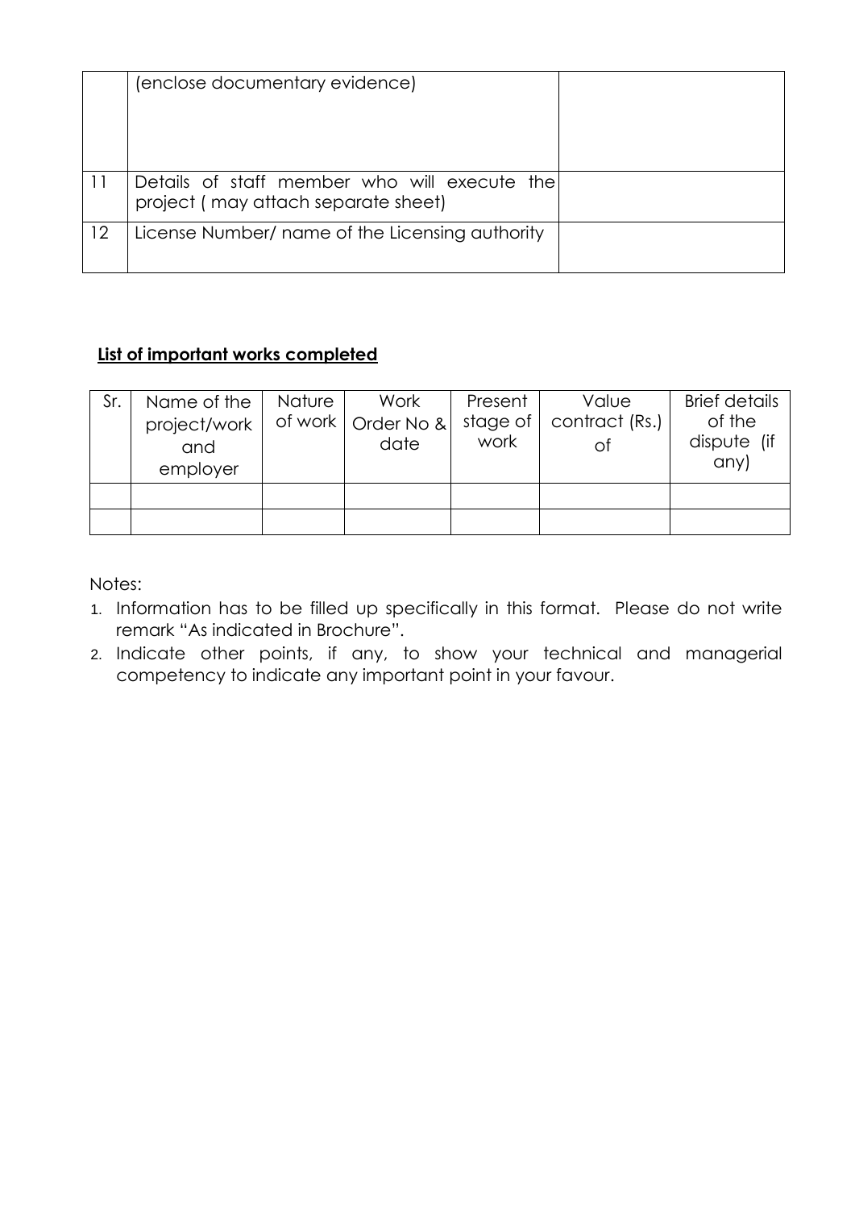|  |  |  |
|---|---|---|
|  | (enclose documentary evidence) |  |
| 11 | Details of staff member who will execute the project ( may attach separate sheet) |  |
| 12 | License Number/ name of the Licensing authority |  |

**List of important works completed**

| Sr. | Name of the project/work and employer | Nature of work | Work Order No & date | Present stage of work | Value contract (Rs.) of | Brief details of the dispute (if any) |
|---|---|---|---|---|---|---|
|  |  |  |  |  |  |  |
|  |  |  |  |  |  |  |

Notes:

1. Information has to be filled up specifically in this format. Please do not write remark "As indicated in Brochure".
2. Indicate other points, if any, to show your technical and managerial competency to indicate any important point in your favour.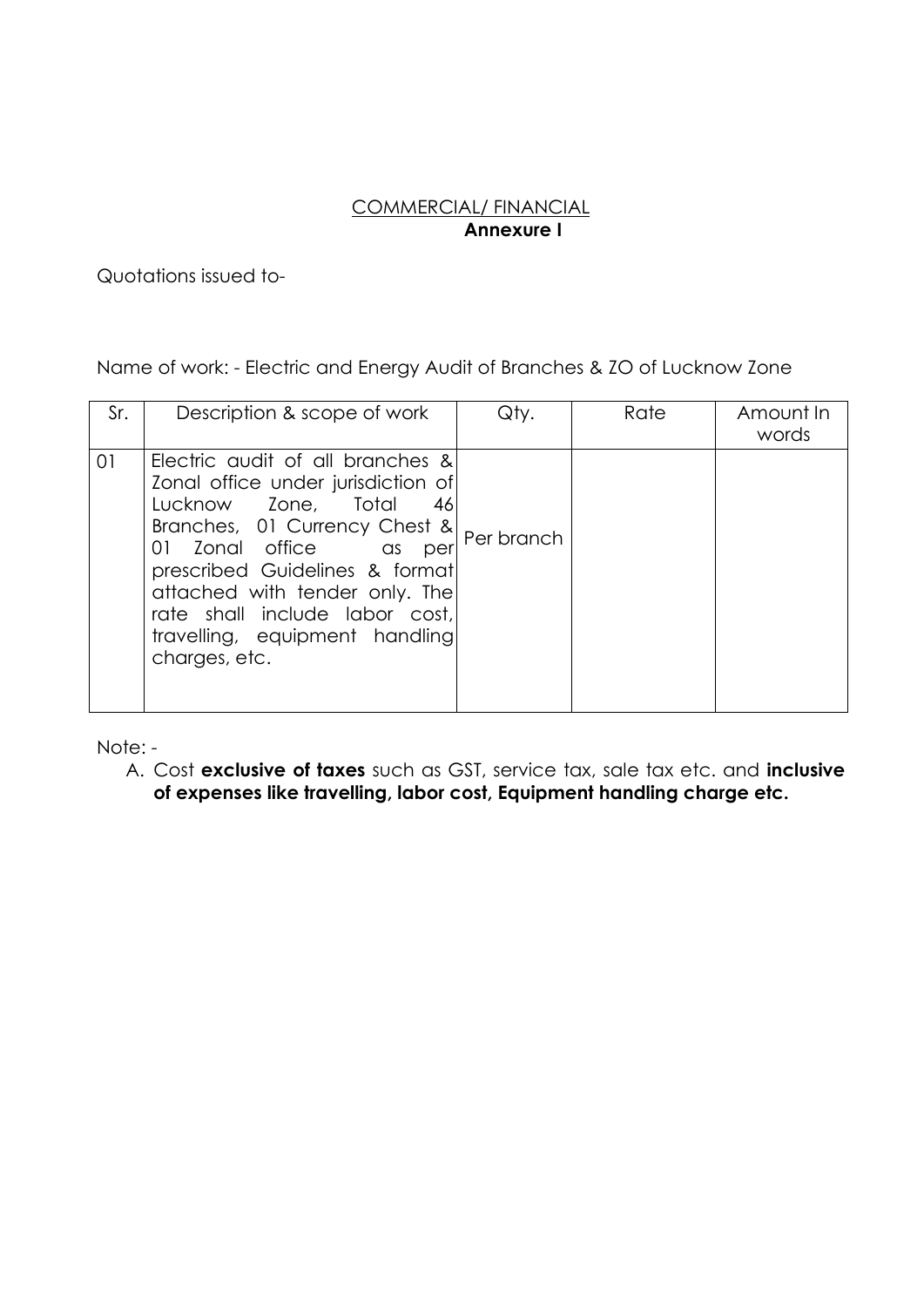<u>COMMERCIAL/ FINANCIAL</u>

**Annexure I**

Quotations issued to-

Name of work: - Electric and Energy Audit of Branches & ZO of Lucknow Zone

| Sr. | Description & scope of work | Qty. | Rate | Amount In words |
|---|---|---|---|---|
| 01 | Electric audit of all branches & Zonal office under jurisdiction of Lucknow Zone, Total 46 Branches, 01 Currency Chest & 01 Zonal office as per prescribed Guidelines & format attached with tender only. The rate shall include labor cost, travelling, equipment handling charges, etc. | Per branch | | |

Note: -

A. Cost **exclusive of taxes** such as GST, service tax, sale tax etc. and **inclusive of expenses like travelling, labor cost, Equipment handling charge etc.**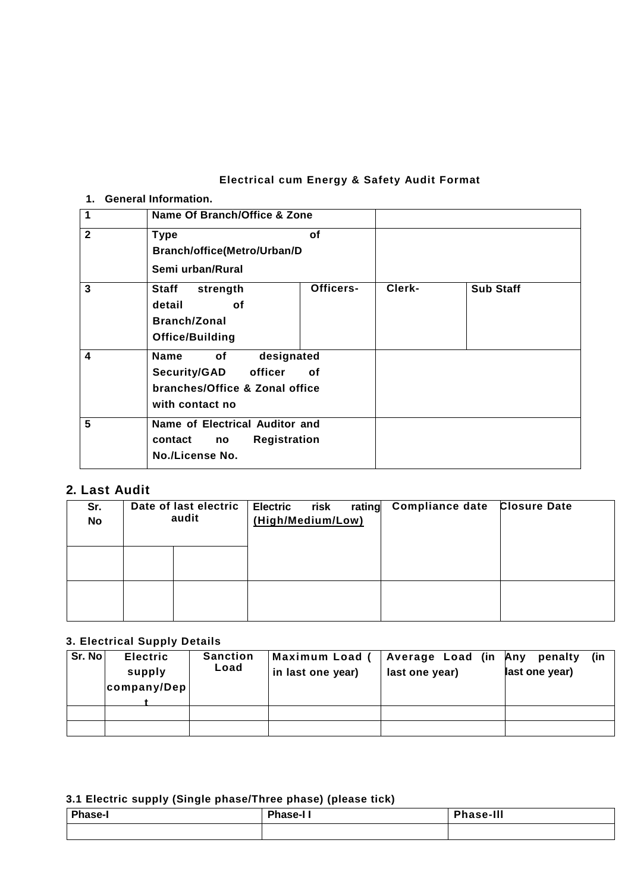**Electrical cum Energy & Safety Audit Format**

1. **General Information.**

| 1 | Name Of Branch/Office & Zone | | | |
|---|---|---|---|---|
| 2 | Type of Branch/office(Metro/Urban/D Semi urban/Rural | | | |
| 3 | Staff strength detail of Branch/Zonal Office/Building | Officers- | Clerk- | Sub Staff |
| 4 | Name of designated Security/GAD officer of branches/Office & Zonal office with contact no | | | |
| 5 | Name of Electrical Auditor and contact no Registration No./License No. | | | |

## 2. Last Audit

| Sr. No | Date of last electric audit | | Electric risk rating (High/Medium/Low) | Compliance date | Closure Date |
|---|---|---|---|---|---|
| | | | | | |
| | | | | | |

**3. Electrical Supply Details**

| Sr. No | Electric supply company/Dept | Sanction Load | Maximum Load ( in last one year) | Average Load (in last one year) | Any penalty (in last one year) |
|---|---|---|---|---|---|
| | | | | | |
| | | | | | |

**3.1 Electric supply (Single phase/Three phase) (please tick)**

| Phase-I | Phase-I I | Phase-III |
|---|---|---|
| | | |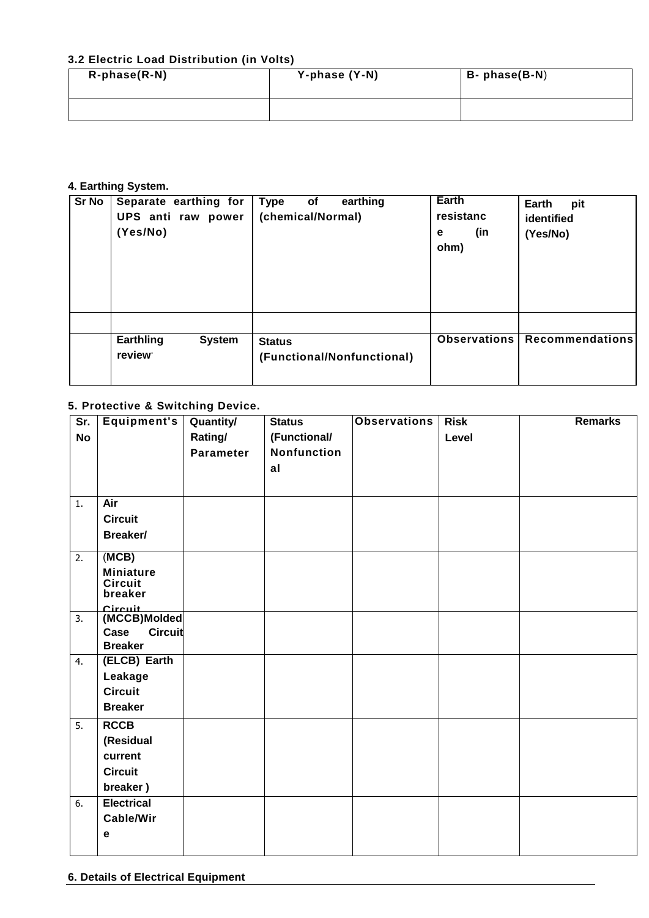**3.2 Electric Load Distribution (in Volts)**

| R-phase(R-N) | Y-phase (Y-N) | B- phase(B-N) |
|---|---|---|
| | | |

**4. Earthing System.**

| Sr No | Separate earthing for UPS anti raw power (Yes/No) | Type of earthing (chemical/Normal) | Earth resistance (in ohm) | Earth pit identified (Yes/No) |
|---|---|---|---|---|
| | | | | |
| | Earthling System review | Status (Functional/Nonfunctional) | Observations | Recommendations |

**5. Protective & Switching Device.**

| Sr. No | Equipment's | Quantity/ Rating/ Parameter | Status (Functional/ Nonfunctional | Observations | Risk Level | Remarks |
|---|---|---|---|---|---|---|
| 1. | Air Circuit Breaker/ | | | | | |
| 2. | (MCB) Miniature Circuit breaker Circuit | | | | | |
| 3. | (MCCB)Molded Case Circuit Breaker | | | | | |
| 4. | (ELCB) Earth Leakage Circuit Breaker | | | | | |
| 5. | RCCB (Residual current Circuit breaker ) | | | | | |
| 6. | Electrical Cable/Wire | | | | | |

**6. Details of Electrical Equipment**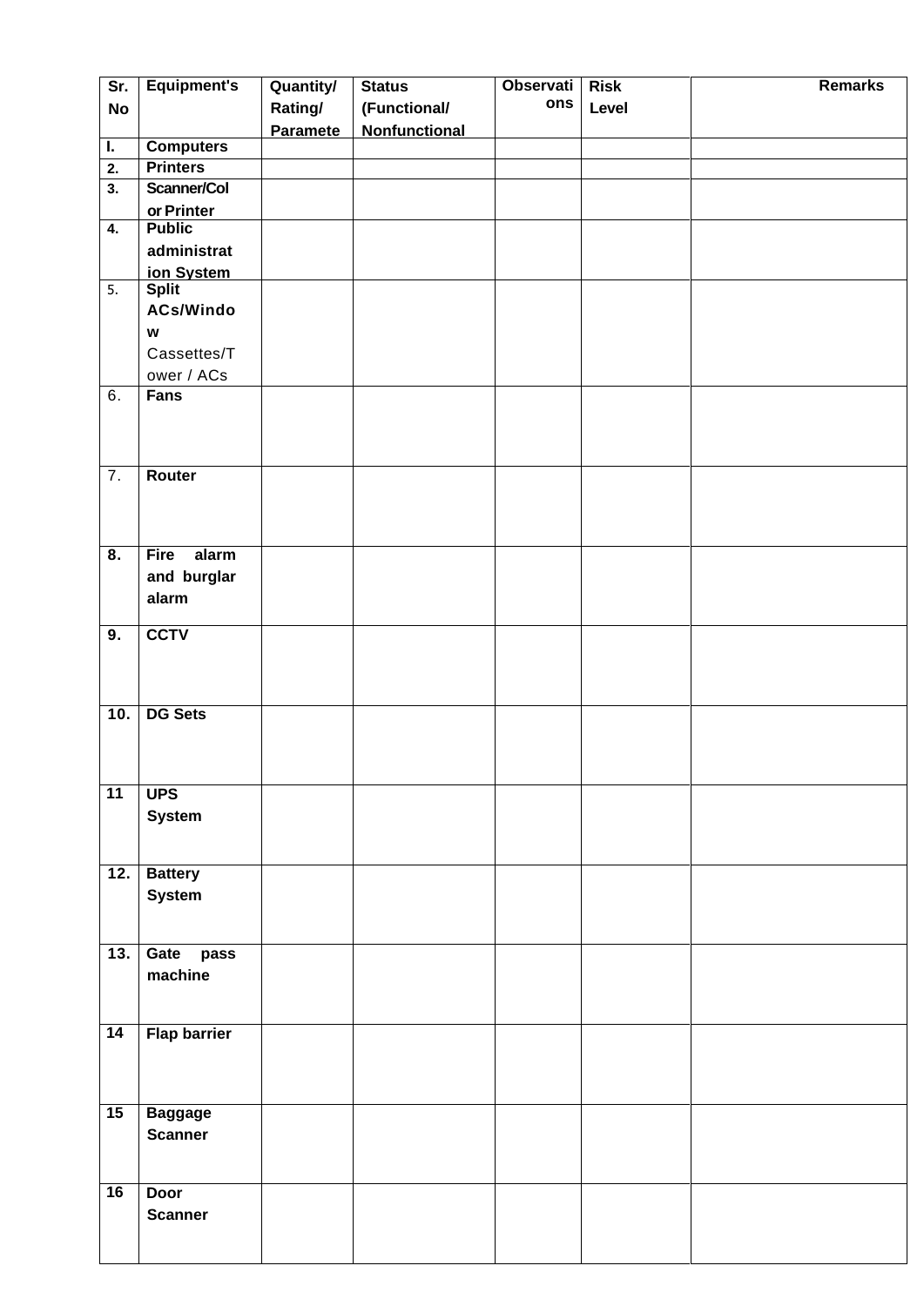| Sr. No | Equipment's | Quantity/ Rating/ Paramete | Status (Functional/ Nonfunctional | Observations | Risk Level | Remarks |
|---|---|---|---|---|---|---|
| I. | Computers | | | | | |
| 2. | Printers | | | | | |
| 3. | Scanner/Color Printer | | | | | |
| 4. | Public administration System | | | | | |
| 5. | Split ACs/Window Cassettes/Tower / ACs | | | | | |
| 6. | Fans | | | | | |
| 7. | Router | | | | | |
| 8. | Fire alarm and burglar alarm | | | | | |
| 9. | CCTV | | | | | |
| 10. | DG Sets | | | | | |
| 11 | UPS System | | | | | |
| 12. | Battery System | | | | | |
| 13. | Gate pass machine | | | | | |
| 14 | Flap barrier | | | | | |
| 15 | Baggage Scanner | | | | | |
| 16 | Door Scanner | | | | | |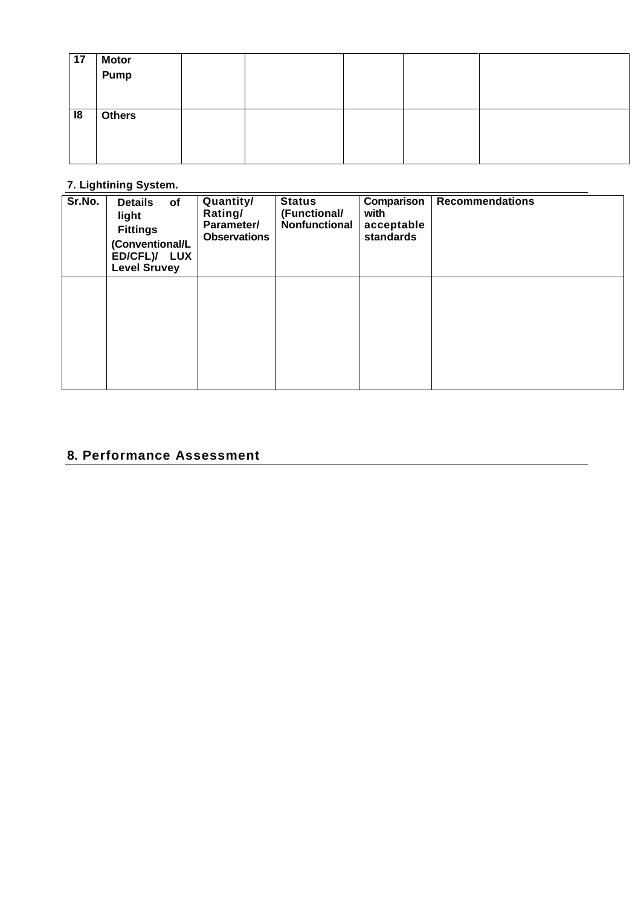| 17 | Motor Pump | | | | | |
|---|---|---|---|---|---|---|
| I8 | Others | | | | | |

## 7. Lightining System.

| Sr.No. | Details of light Fittings (Conventional/LED/CFL)/ LUX Level Sruvey | Quantity/ Rating/ Parameter/ Observations | Status (Functional/ Nonfunctional | Comparison with acceptable standards | Recommendations |
|---|---|---|---|---|---|
| | | | | | |

## 8. Performance Assessment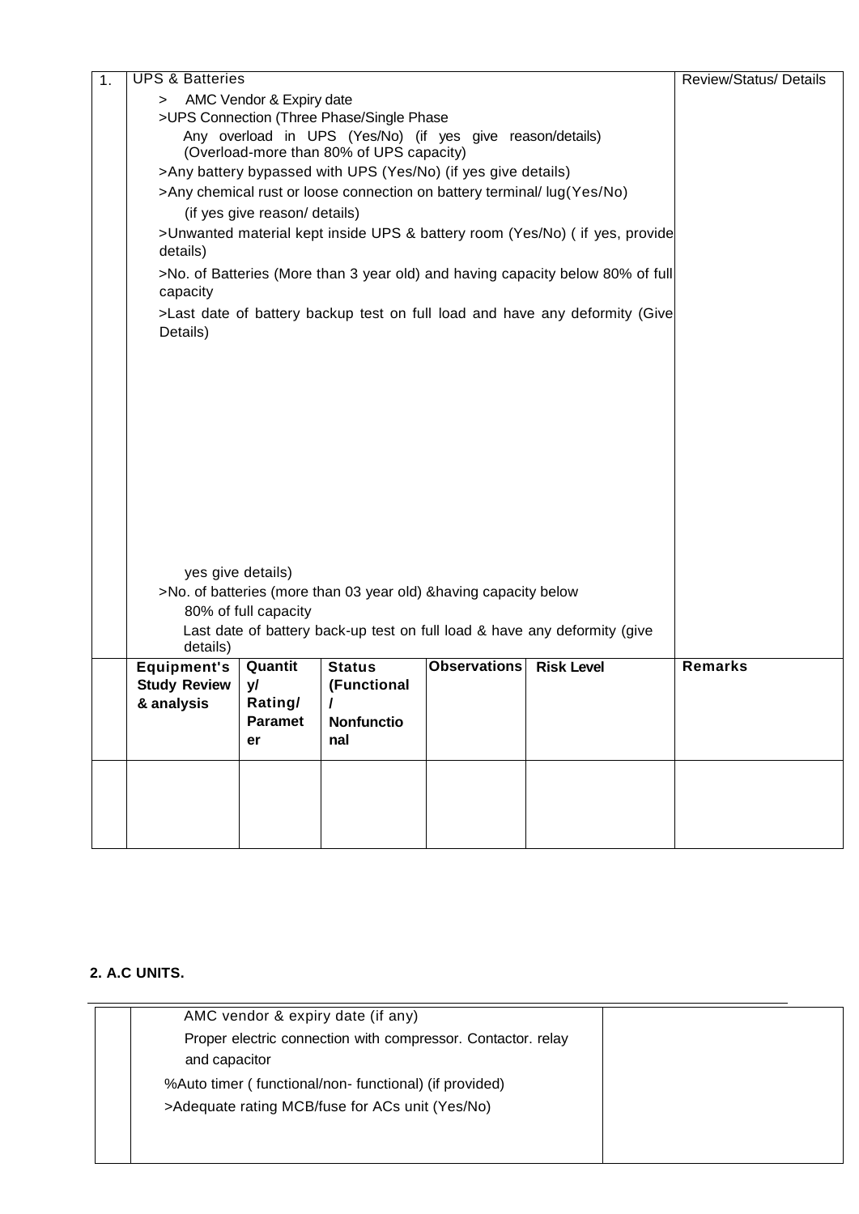| 1. | UPS & Batteries<br>> AMC Vendor & Expiry date<br>>UPS Connection (Three Phase/Single Phase<br>Any overload in UPS (Yes/No) (if yes give reason/details) (Overload-more than 80% of UPS capacity)<br>>Any battery bypassed with UPS (Yes/No) (if yes give details)<br>>Any chemical rust or loose connection on battery terminal/ lug(Yes/No)<br>(if yes give reason/ details)<br>>Unwanted material kept inside UPS & battery room (Yes/No) ( if yes, provide details)<br>>No. of Batteries (More than 3 year old) and having capacity below 80% of full capacity<br>>Last date of battery backup test on full load and have any deformity (Give Details)<br><br>yes give details)<br>>No. of batteries (more than 03 year old) &having capacity below<br>80% of full capacity<br>Last date of battery back-up test on full load & have any deformity (give details) | | | | | Review/Status/ Details |
|---|---|---|---|---|---|---|
| | **Equipment's Study Review & analysis** | **Quantity/ Rating/ Parameter** | **Status (Functional / Nonfunctional** | **Observations** | **Risk Level** | **Remarks** |
| | | | | | | |

**2. A.C UNITS.**

| | AMC vendor & expiry date (if any)<br>Proper electric connection with compressor. Contactor. relay and capacitor<br>%Auto timer ( functional/non- functional) (if provided)<br>>Adequate rating MCB/fuse for ACs unit (Yes/No) | |
|---|---|---|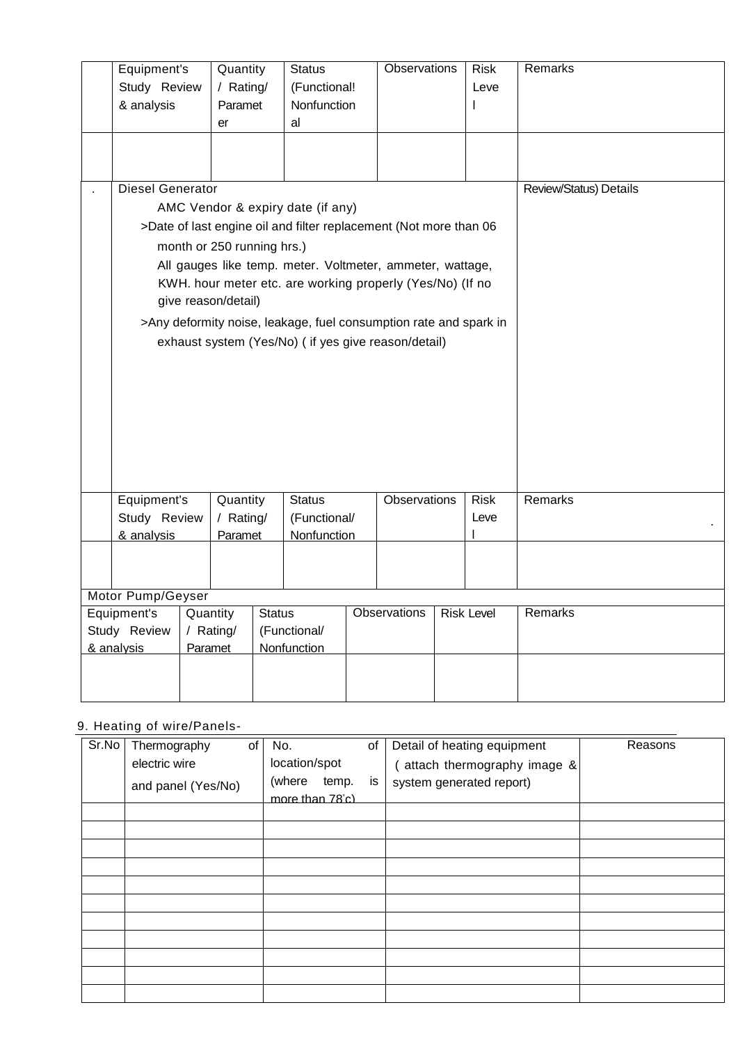| | Equipment's Study Review & analysis | Quantity / Rating/ Parameter | Status (Functional! Nonfunctional | Observations | Risk Level | Remarks |
|---|---|---|---|---|---|---|
| | | | | | | |

| . | Diesel Generator | Review/Status) Details |
|---|---|---|
| | AMC Vendor & expiry date (if any)<br>>Date of last engine oil and filter replacement (Not more than 06 month or 250 running hrs.)<br>All gauges like temp. meter. Voltmeter, ammeter, wattage, KWH. hour meter etc. are working properly (Yes/No) (If no give reason/detail)<br>>Any deformity noise, leakage, fuel consumption rate and spark in exhaust system (Yes/No) ( if yes give reason/detail) | |

| | Equipment's Study Review & analysis | Quantity / Rating/ Paramet | Status (Functional/ Nonfunction | Observations | Risk Level | Remarks . |
|---|---|---|---|---|---|---|
| | | | | | | |

Motor Pump/Geyser

| Equipment's Study Review & analysis | Quantity / Rating/ Paramet | Status (Functional/ Nonfunction | Observations | Risk Level | Remarks |
|---|---|---|---|---|---|
| | | | | | |

9. Heating of wire/Panels-

| Sr.No | Thermography of electric wire and panel (Yes/No) | No. of location/spot (where temp. is more than 78˚c) | Detail of heating equipment ( attach thermography image & system generated report) | Reasons |
|---|---|---|---|---|
| | | | | |
| | | | | |
| | | | | |
| | | | | |
| | | | | |
| | | | | |
| | | | | |
| | | | | |
| | | | | |
| | | | | |
| | | | | |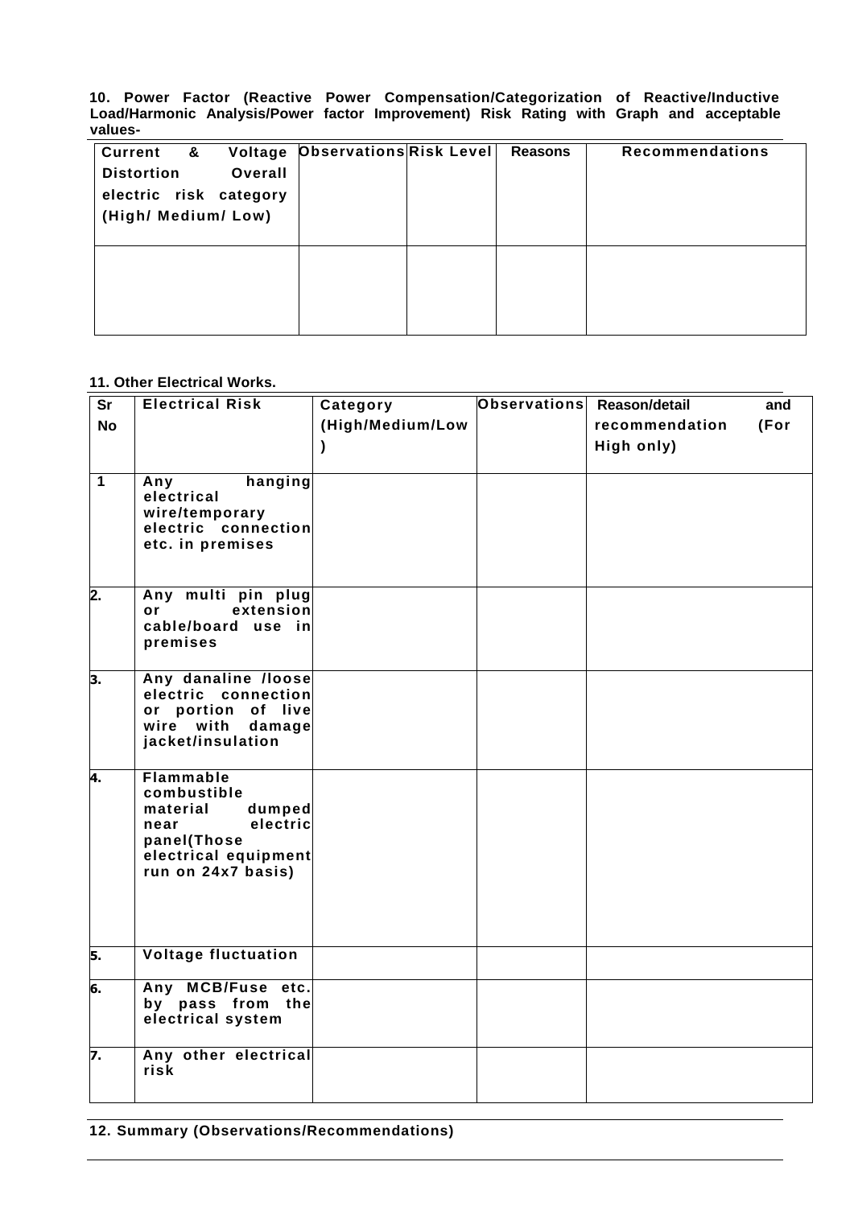**10. Power Factor (Reactive Power Compensation/Categorization of Reactive/Inductive Load/Harmonic Analysis/Power factor Improvement) Risk Rating with Graph and acceptable values-**

| Current & Voltage Distortion Overall electric risk category (High/ Medium/ Low) | Observations | Risk Level | Reasons | Recommendations |
|---|---|---|---|---|
| | | | | |

**11. Other Electrical Works.**

| Sr No | Electrical Risk | Category (High/Medium/Low) | Observations | Reason/detail and recommendation (For High only) |
|---|---|---|---|---|
| 1 | Any hanging electrical wire/temporary electric connection etc. in premises | | | |
| 2. | Any multi pin plug or extension cable/board use in premises | | | |
| 3. | Any danaline /loose electric connection or portion of live wire with damage jacket/insulation | | | |
| 4. | Flammable combustible material dumped near electric panel(Those electrical equipment run on 24x7 basis) | | | |
| 5. | Voltage fluctuation | | | |
| 6. | Any MCB/Fuse etc. by pass from the electrical system | | | |
| 7. | Any other electrical risk | | | |

**12. Summary (Observations/Recommendations)**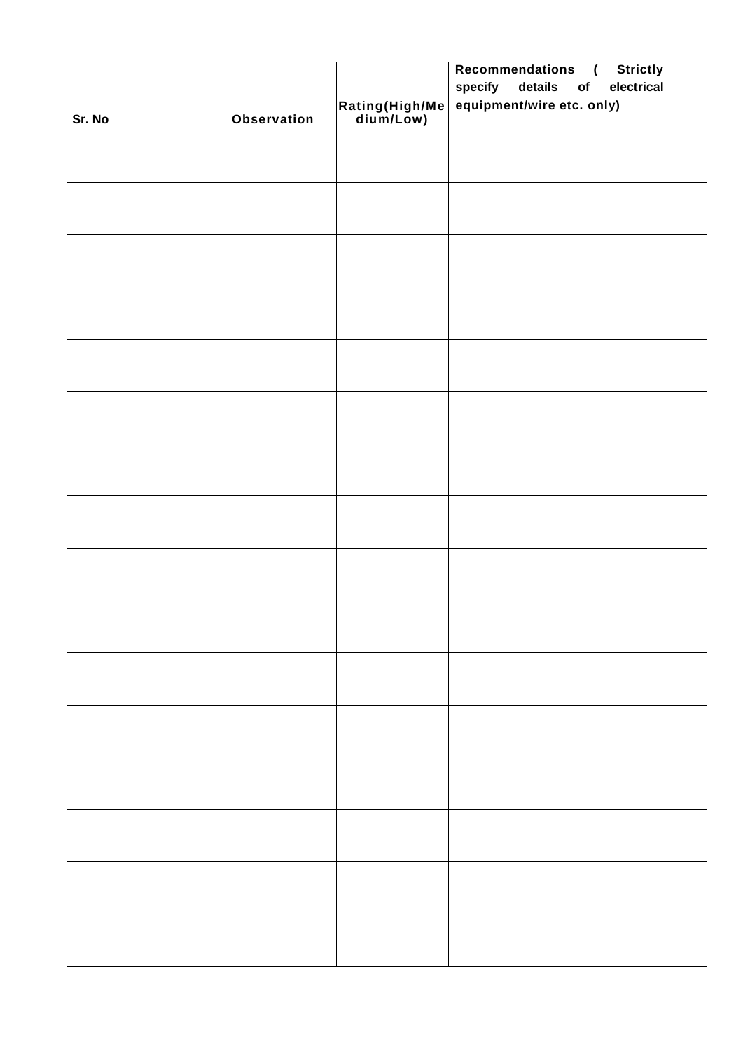| Sr. No | Observation | Rating(High/Medium/Low) | Recommendations ( Strictly specify details of electrical equipment/wire etc. only) |
|---|---|---|---|
| | | | |
| | | | |
| | | | |
| | | | |
| | | | |
| | | | |
| | | | |
| | | | |
| | | | |
| | | | |
| | | | |
| | | | |
| | | | |
| | | | |
| | | | |
| | | | |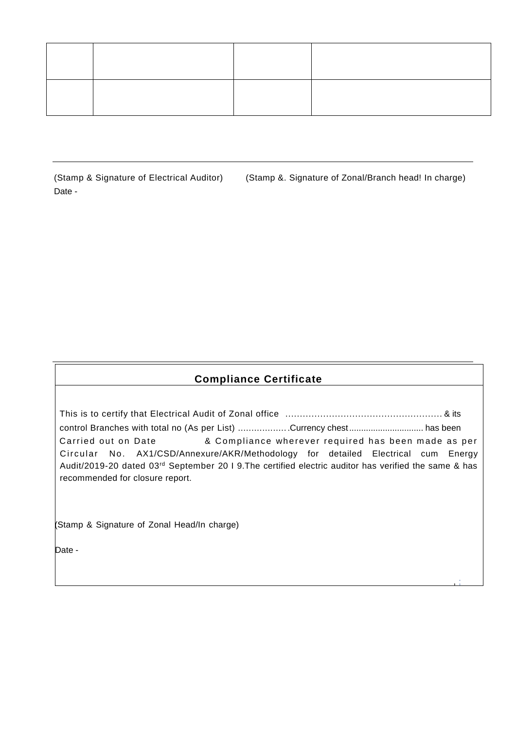| | | | |
|---|---|---|---|
| | | | |
| | | | |

(Stamp & Signature of Electrical Auditor) (Stamp &. Signature of Zonal/Branch head! In charge)

Date -

## Compliance Certificate

This is to certify that Electrical Audit of Zonal office ……………………………………………… & its control Branches with total no (As per List) ……………….Currency chest.............................. has been Carried out on Date & Compliance wherever required has been made as per Circular No. AX1/CSD/Annexure/AKR/Methodology for detailed Electrical cum Energy Audit/2019-20 dated 03rd September 20 I 9.The certified electric auditor has verified the same & has recommended for closure report.

(Stamp & Signature of Zonal Head/In charge)

Date -